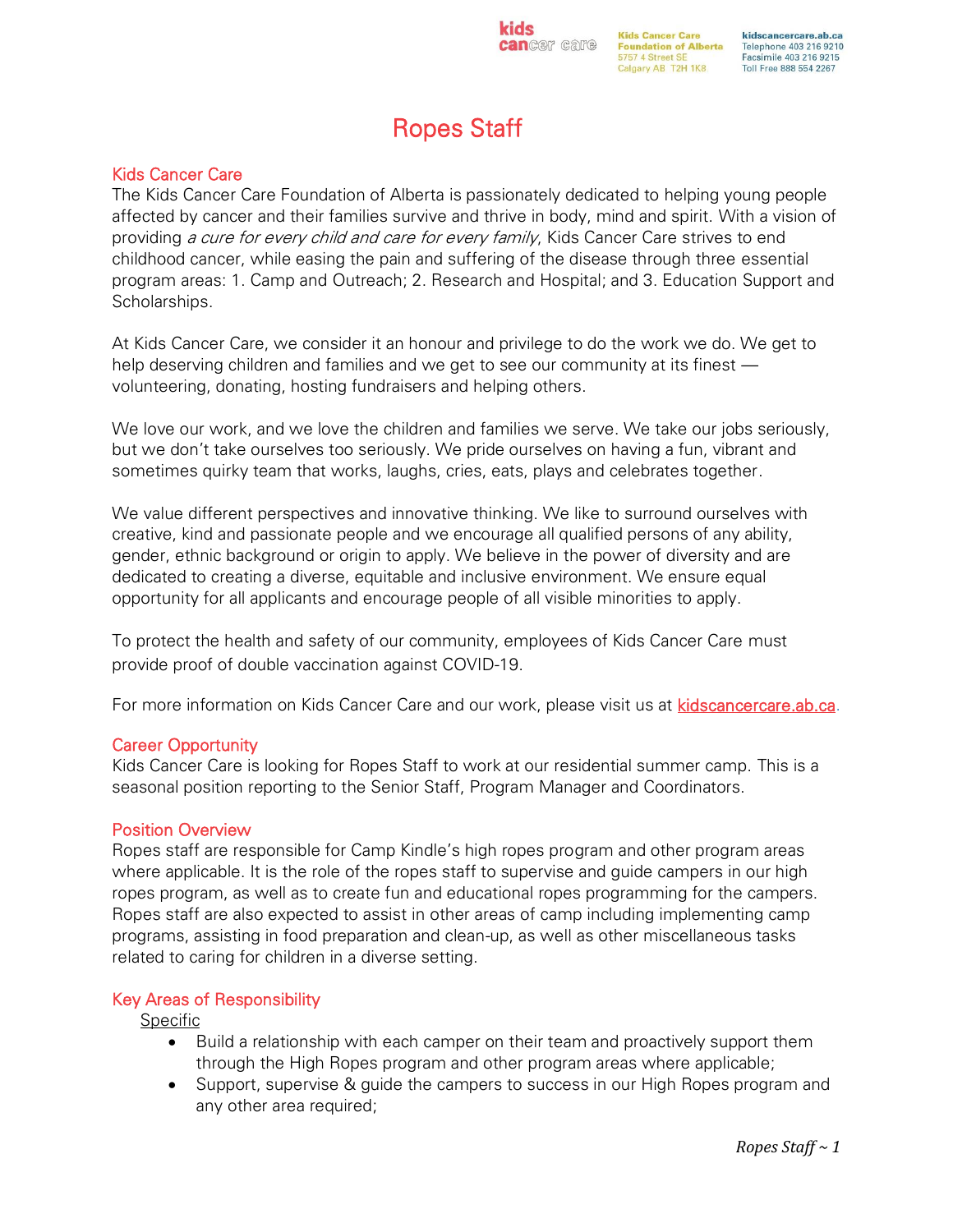Kids Cancer Care Foundation of Alberta
5757 4 Street SE
Calgary AB T2H 1K8

kidscancercare.ab.ca
Telephone 403 216 9210
Facsimile 403 216 9215
Toll Free 888 554 2267

# Ropes Staff

## Kids Cancer Care

The Kids Cancer Care Foundation of Alberta is passionately dedicated to helping young people affected by cancer and their families survive and thrive in body, mind and spirit. With a vision of providing *a cure for every child and care for every family*, Kids Cancer Care strives to end childhood cancer, while easing the pain and suffering of the disease through three essential program areas: 1. Camp and Outreach; 2. Research and Hospital; and 3. Education Support and Scholarships.

At Kids Cancer Care, we consider it an honour and privilege to do the work we do. We get to help deserving children and families and we get to see our community at its finest — volunteering, donating, hosting fundraisers and helping others.

We love our work, and we love the children and families we serve. We take our jobs seriously, but we don't take ourselves too seriously. We pride ourselves on having a fun, vibrant and sometimes quirky team that works, laughs, cries, eats, plays and celebrates together.

We value different perspectives and innovative thinking. We like to surround ourselves with creative, kind and passionate people and we encourage all qualified persons of any ability, gender, ethnic background or origin to apply. We believe in the power of diversity and are dedicated to creating a diverse, equitable and inclusive environment. We ensure equal opportunity for all applicants and encourage people of all visible minorities to apply.

To protect the health and safety of our community, employees of Kids Cancer Care must provide proof of double vaccination against COVID-19.

For more information on Kids Cancer Care and our work, please visit us at kidscancercare.ab.ca.

## Career Opportunity

Kids Cancer Care is looking for Ropes Staff to work at our residential summer camp. This is a seasonal position reporting to the Senior Staff, Program Manager and Coordinators.

## Position Overview

Ropes staff are responsible for Camp Kindle's high ropes program and other program areas where applicable. It is the role of the ropes staff to supervise and guide campers in our high ropes program, as well as to create fun and educational ropes programming for the campers. Ropes staff are also expected to assist in other areas of camp including implementing camp programs, assisting in food preparation and clean-up, as well as other miscellaneous tasks related to caring for children in a diverse setting.

## Key Areas of Responsibility

Specific

- Build a relationship with each camper on their team and proactively support them through the High Ropes program and other program areas where applicable;
- Support, supervise & guide the campers to success in our High Ropes program and any other area required;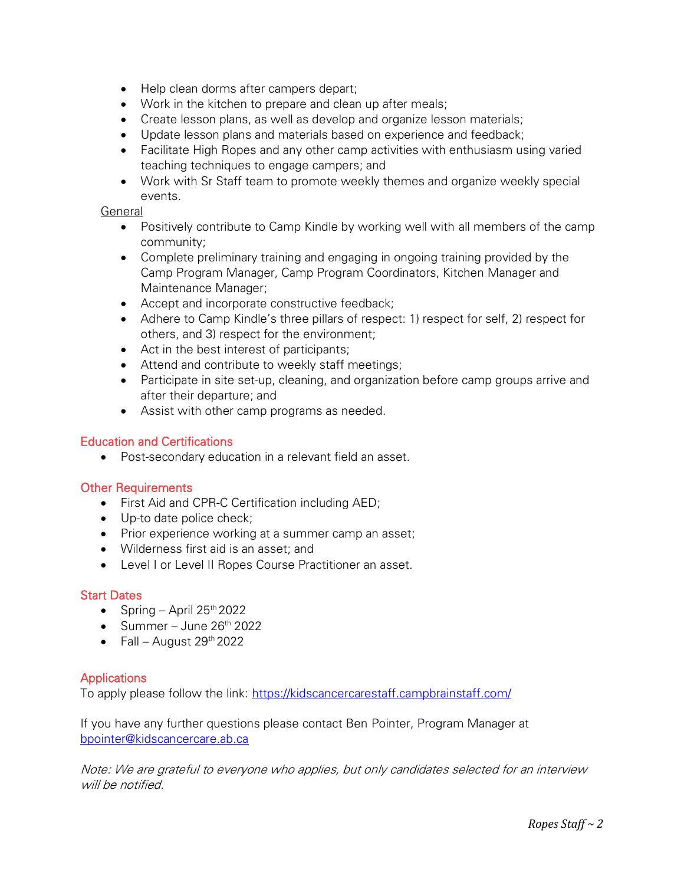- Help clean dorms after campers depart;
- Work in the kitchen to prepare and clean up after meals;
- Create lesson plans, as well as develop and organize lesson materials;
- Update lesson plans and materials based on experience and feedback;
- Facilitate High Ropes and any other camp activities with enthusiasm using varied teaching techniques to engage campers; and
- Work with Sr Staff team to promote weekly themes and organize weekly special events.

General

- Positively contribute to Camp Kindle by working well with all members of the camp community;
- Complete preliminary training and engaging in ongoing training provided by the Camp Program Manager, Camp Program Coordinators, Kitchen Manager and Maintenance Manager;
- Accept and incorporate constructive feedback;
- Adhere to Camp Kindle's three pillars of respect: 1) respect for self, 2) respect for others, and 3) respect for the environment;
- Act in the best interest of participants;
- Attend and contribute to weekly staff meetings;
- Participate in site set-up, cleaning, and organization before camp groups arrive and after their departure; and
- Assist with other camp programs as needed.

## Education and Certifications

- Post-secondary education in a relevant field an asset.

## Other Requirements

- First Aid and CPR-C Certification including AED;
- Up-to date police check;
- Prior experience working at a summer camp an asset;
- Wilderness first aid is an asset; and
- Level I or Level II Ropes Course Practitioner an asset.

## Start Dates

- Spring – April 25th 2022
- Summer – June 26th 2022
- Fall – August 29th 2022

## Applications

To apply please follow the link: https://kidscancercarestaff.campbrainstaff.com/

If you have any further questions please contact Ben Pointer, Program Manager at bpointer@kidscancercare.ab.ca

*Note: We are grateful to everyone who applies, but only candidates selected for an interview will be notified.*